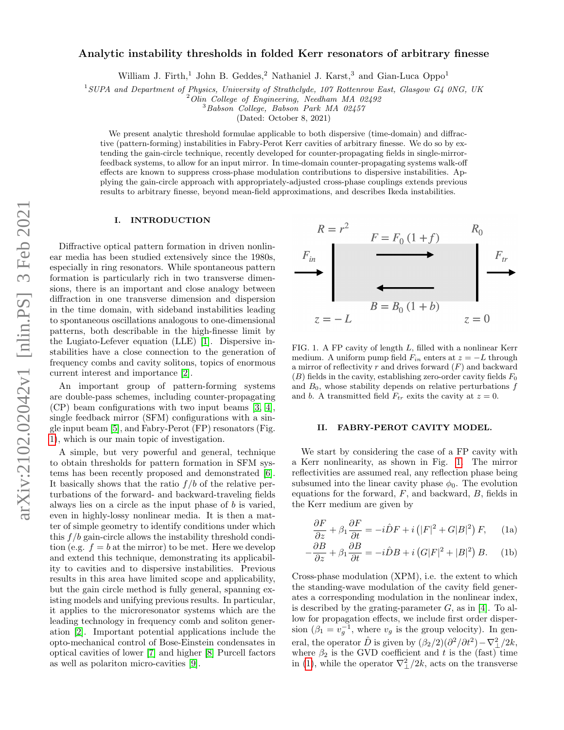# Analytic instability thresholds in folded Kerr resonators of arbitrary finesse

William J. Firth,[1] John B. Geddes,[2] Nathaniel J. Karst,[3] and Gian-Luca Oppo[1]

[1] SUPA and Department of Physics, University of Strathclyde, 107 Rottenrow East, Glasgow G4 0NG, UK
[2] Olin College of Engineering, Needham MA 02492
[3] Babson College, Babson Park MA 02457

(Dated: October 8, 2021)

We present analytic threshold formulae applicable to both dispersive (time-domain) and diffractive (pattern-forming) instabilities in Fabry-Perot Kerr cavities of arbitrary finesse. We do so by extending the gain-circle technique, recently developed for counter-propagating fields in single-mirror-feedback systems, to allow for an input mirror. In time-domain counter-propagating systems walk-off effects are known to suppress cross-phase modulation contributions to dispersive instabilities. Applying the gain-circle approach with appropriately-adjusted cross-phase couplings extends previous results to arbitrary finesse, beyond mean-field approximations, and describes Ikeda instabilities.

## I. INTRODUCTION

Diffractive optical pattern formation in driven nonlinear media has been studied extensively since the 1980s, especially in ring resonators. While spontaneous pattern formation is particularly rich in two transverse dimensions, there is an important and close analogy between diffraction in one transverse dimension and dispersion in the time domain, with sideband instabilities leading to spontaneous oscillations analogous to one-dimensional patterns, both describable in the high-finesse limit by the Lugiato-Lefever equation (LLE) [1]. Dispersive instabilities have a close connection to the generation of frequency combs and cavity solitons, topics of enormous current interest and importance [2].

An important group of pattern-forming systems are double-pass schemes, including counter-propagating (CP) beam configurations with two input beams [3, 4], single feedback mirror (SFM) configurations with a single input beam [5], and Fabry-Perot (FP) resonators (Fig. 1), which is our main topic of investigation.

A simple, but very powerful and general, technique to obtain thresholds for pattern formation in SFM systems has been recently proposed and demonstrated [6]. It basically shows that the ratio $f/b$ of the relative perturbations of the forward- and backward-traveling fields always lies on a circle as the input phase of $b$ is varied, even in highly-lossy nonlinear media. It is then a matter of simple geometry to identify conditions under which this $f/b$ gain-circle allows the instability threshold condition (e.g. $f = b$ at the mirror) to be met. Here we develop and extend this technique, demonstrating its applicability to cavities and to dispersive instabilities. Previous results in this area have limited scope and applicability, but the gain circle method is fully general, spanning existing models and unifying previous results. In particular, it applies to the microresonator systems which are the leading technology in frequency comb and soliton generation [2]. Important potential applications include the opto-mechanical control of Bose-Einstein condensates in optical cavities of lower [7] and higher [8] Purcell factors as well as polariton micro-cavities [9].

FIG. 1. A FP cavity of length $L$, filled with a nonlinear Kerr medium. A uniform pump field $F_{in}$ enters at $z = -L$ through a mirror of reflectivity $r$ and drives forward ($F$) and backward ($B$) fields in the cavity, establishing zero-order cavity fields $F_0$ and $B_0$, whose stability depends on relative perturbations $f$ and $b$. A transmitted field $F_{tr}$ exits the cavity at $z = 0$.

## II. FABRY-PEROT CAVITY MODEL.

We start by considering the case of a FP cavity with a Kerr nonlinearity, as shown in Fig. 1. The mirror reflectivities are assumed real, any reflection phase being subsumed into the linear cavity phase $\phi_0$. The evolution equations for the forward, $F$, and backward, $B$, fields in the Kerr medium are given by

$$\frac{\partial F}{\partial z} + \beta_1 \frac{\partial F}{\partial t} = -i\hat{D}F + i\left(|F|^2 + G|B|^2\right)F, \tag{1a}$$

$$-\frac{\partial B}{\partial z} + \beta_1 \frac{\partial B}{\partial t} = -i\hat{D}B + i\left(G|F|^2 + |B|^2\right)B. \tag{1b}$$

Cross-phase modulation (XPM), i.e. the extent to which the standing-wave modulation of the cavity field generates a corresponding modulation in the nonlinear index, is described by the grating-parameter $G$, as in [4]. To allow for propagation effects, we include first order dispersion ($\beta_1 = v_g^{-1}$, where $v_g$ is the group velocity). In general, the operator $\hat{D}$ is given by $(\beta_2/2)(\partial^2/\partial t^2) - \nabla_\perp^2/2k$, where $\beta_2$ is the GVD coefficient and $t$ is the (fast) time in (1), while the operator $\nabla_\perp^2/2k$, acts on the transverse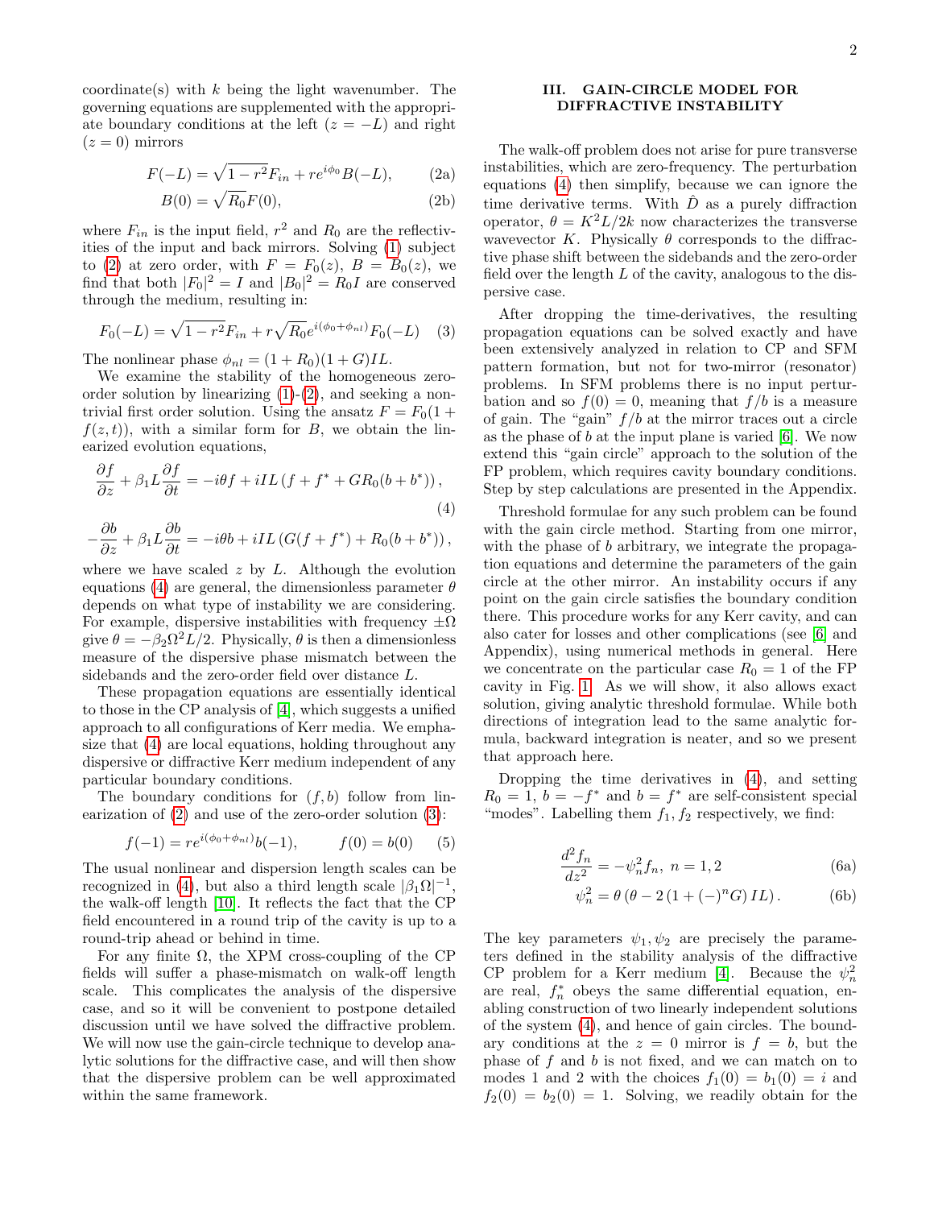coordinate(s) with $k$ being the light wavenumber. The governing equations are supplemented with the appropriate boundary conditions at the left ($z = -L$) and right ($z = 0$) mirrors

$$F(-L) = \sqrt{1-r^2}F_{in} + re^{i\phi_0}B(-L), \tag{2a}$$

$$B(0) = \sqrt{R_0}F(0), \tag{2b}$$

where $F_{in}$ is the input field, $r^2$ and $R_0$ are the reflectivities of the input and back mirrors. Solving (1) subject to (2) at zero order, with $F = F_0(z)$, $B = B_0(z)$, we find that both $|F_0|^2 = I$ and $|B_0|^2 = R_0 I$ are conserved through the medium, resulting in:

$$F_0(-L) = \sqrt{1-r^2}F_{in} + r\sqrt{R_0}e^{i(\phi_0+\phi_{nl})}F_0(-L) \tag{3}$$

The nonlinear phase $\phi_{nl} = (1 + R_0)(1 + G)IL$.

We examine the stability of the homogeneous zero-order solution by linearizing (1)-(2), and seeking a nontrivial first order solution. Using the ansatz $F = F_0(1 + f(z,t))$, with a similar form for $B$, we obtain the linearized evolution equations,

$$\frac{\partial f}{\partial z} + \beta_1 L\frac{\partial f}{\partial t} = -i\theta f + iIL\left(f + f^* + GR_0(b + b^*)\right),$$

$$-\frac{\partial b}{\partial z} + \beta_1 L\frac{\partial b}{\partial t} = -i\theta b + iIL\left(G(f + f^*) + R_0(b + b^*)\right), \tag{4}$$

where we have scaled $z$ by $L$. Although the evolution equations (4) are general, the dimensionless parameter $\theta$ depends on what type of instability we are considering. For example, dispersive instabilities with frequency $\pm\Omega$ give $\theta = -\beta_2\Omega^2 L/2$. Physically, $\theta$ is then a dimensionless measure of the dispersive phase mismatch between the sidebands and the zero-order field over distance $L$.

These propagation equations are essentially identical to those in the CP analysis of [4], which suggests a unified approach to all configurations of Kerr media. We emphasize that (4) are local equations, holding throughout any dispersive or diffractive Kerr medium independent of any particular boundary conditions.

The boundary conditions for $(f, b)$ follow from linearization of (2) and use of the zero-order solution (3):

$$f(-1) = re^{i(\phi_0+\phi_{nl})}b(-1), \qquad f(0) = b(0) \tag{5}$$

The usual nonlinear and dispersion length scales can be recognized in (4), but also a third length scale $|\beta_1\Omega|^{-1}$, the walk-off length [10]. It reflects the fact that the CP field encountered in a round trip of the cavity is up to a round-trip ahead or behind in time.

For any finite $\Omega$, the XPM cross-coupling of the CP fields will suffer a phase-mismatch on walk-off length scale. This complicates the analysis of the dispersive case, and so it will be convenient to postpone detailed discussion until we have solved the diffractive problem. We will now use the gain-circle technique to develop analytic solutions for the diffractive case, and will then show that the dispersive problem can be well approximated within the same framework.

## III. GAIN-CIRCLE MODEL FOR DIFFRACTIVE INSTABILITY

The walk-off problem does not arise for pure transverse instabilities, which are zero-frequency. The perturbation equations (4) then simplify, because we can ignore the time derivative terms. With $\hat{D}$ as a purely diffraction operator, $\theta = K^2L/2k$ now characterizes the transverse wavevector $K$. Physically $\theta$ corresponds to the diffractive phase shift between the sidebands and the zero-order field over the length $L$ of the cavity, analogous to the dispersive case.

After dropping the time-derivatives, the resulting propagation equations can be solved exactly and have been extensively analyzed in relation to CP and SFM pattern formation, but not for two-mirror (resonator) problems. In SFM problems there is no input perturbation and so $f(0) = 0$, meaning that $f/b$ is a measure of gain. The "gain" $f/b$ at the mirror traces out a circle as the phase of $b$ at the input plane is varied [6]. We now extend this "gain circle" approach to the solution of the FP problem, which requires cavity boundary conditions. Step by step calculations are presented in the Appendix.

Threshold formulae for any such problem can be found with the gain circle method. Starting from one mirror, with the phase of $b$ arbitrary, we integrate the propagation equations and determine the parameters of the gain circle at the other mirror. An instability occurs if any point on the gain circle satisfies the boundary condition there. This procedure works for any Kerr cavity, and can also cater for losses and other complications (see [6] and Appendix), using numerical methods in general. Here we concentrate on the particular case $R_0 = 1$ of the FP cavity in Fig. 1. As we will show, it also allows exact solution, giving analytic threshold formulae. While both directions of integration lead to the same analytic formula, backward integration is neater, and so we present that approach here.

Dropping the time derivatives in (4), and setting $R_0 = 1$, $b = -f^*$ and $b = f^*$ are self-consistent special "modes". Labelling them $f_1, f_2$ respectively, we find:

$$\frac{d^2 f_n}{dz^2} = -\psi_n^2 f_n, \; n = 1, 2 \tag{6a}$$

$$\psi_n^2 = \theta\left(\theta - 2\left(1 + (-)^n G\right)IL\right). \tag{6b}$$

The key parameters $\psi_1, \psi_2$ are precisely the parameters defined in the stability analysis of the diffractive CP problem for a Kerr medium [4]. Because the $\psi_n^2$ are real, $f_n^*$ obeys the same differential equation, enabling construction of two linearly independent solutions of the system (4), and hence of gain circles. The boundary conditions at the $z = 0$ mirror is $f = b$, but the phase of $f$ and $b$ is not fixed, and we can match on to modes 1 and 2 with the choices $f_1(0) = b_1(0) = i$ and $f_2(0) = b_2(0) = 1$. Solving, we readily obtain for the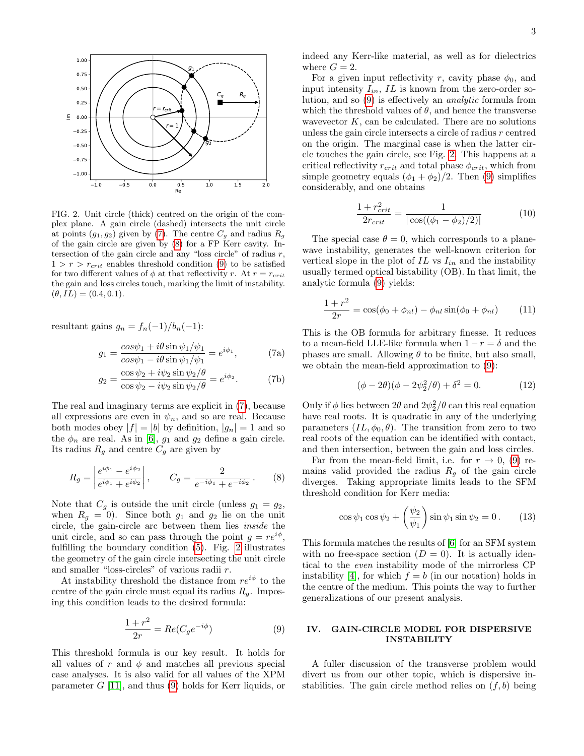FIG. 2. Unit circle (thick) centred on the origin of the complex plane. A gain circle (dashed) intersects the unit circle at points $(g_1, g_2)$ given by (7). The centre $C_g$ and radius $R_g$ of the gain circle are given by (8) for a FP Kerr cavity. Intersection of the gain circle and any "loss circle" of radius $r$, $1 > r > r_{crit}$ enables threshold condition (9) to be satisfied for two different values of $\phi$ at that reflectivity $r$. At $r = r_{crit}$ the gain and loss circles touch, marking the limit of instability. $(\theta, IL) = (0.4, 0.1)$.

resultant gains $g_n = f_n(-1)/b_n(-1)$:

$$g_1 = \frac{cos\psi_1 + i\theta \sin\psi_1/\psi_1}{cos\psi_1 - i\theta \sin\psi_1/\psi_1} = e^{i\phi_1}, \tag{7a}$$

$$g_2 = \frac{\cos\psi_2 + i\psi_2 \sin\psi_2/\theta}{\cos\psi_2 - i\psi_2 \sin\psi_2/\theta} = e^{i\phi_2}. \tag{7b}$$

The real and imaginary terms are explicit in (7), because all expressions are even in $\psi_n$, and so are real. Because both modes obey $|f| = |b|$ by definition, $|g_n| = 1$ and so the $\phi_n$ are real. As in [6], $g_1$ and $g_2$ define a gain circle. Its radius $R_g$ and centre $C_g$ are given by

$$R_g = \left|\frac{e^{i\phi_1} - e^{i\phi_2}}{e^{i\phi_1} + e^{i\phi_2}}\right|, \qquad C_g = \frac{2}{e^{-i\phi_1} + e^{-i\phi_2}}. \tag{8}$$

Note that $C_g$ is outside the unit circle (unless $g_1 = g_2$, when $R_g = 0$). Since both $g_1$ and $g_2$ lie on the unit circle, the gain-circle arc between them lies *inside* the unit circle, and so can pass through the point $g = re^{i\phi}$, fulfilling the boundary condition (5). Fig. 2 illustrates the geometry of the gain circle intersecting the unit circle and smaller "loss-circles" of various radii $r$.

At instability threshold the distance from $re^{i\phi}$ to the centre of the gain circle must equal its radius $R_g$. Imposing this condition leads to the desired formula:

$$\frac{1 + r^2}{2r} = Re(C_g e^{-i\phi}) \tag{9}$$

This threshold formula is our key result. It holds for all values of $r$ and $\phi$ and matches all previous special case analyses. It is also valid for all values of the XPM parameter $G$ [11], and thus (9) holds for Kerr liquids, or indeed any Kerr-like material, as well as for dielectrics where $G = 2$.

For a given input reflectivity $r$, cavity phase $\phi_0$, and input intensity $I_{in}$, $IL$ is known from the zero-order solution, and so (9) is effectively an *analytic* formula from which the threshold values of $\theta$, and hence the transverse wavevector $K$, can be calculated. There are no solutions unless the gain circle intersects a circle of radius $r$ centred on the origin. The marginal case is when the latter circle touches the gain circle, see Fig. 2. This happens at a critical reflectivity $r_{crit}$ and total phase $\phi_{crit}$, which from simple geometry equals $(\phi_1 + \phi_2)/2$. Then (9) simplifies considerably, and one obtains

$$\frac{1 + r_{crit}^2}{2r_{crit}} = \frac{1}{|\cos((\phi_1 - \phi_2)/2)|} \tag{10}$$

The special case $\theta = 0$, which corresponds to a plane-wave instability, generates the well-known criterion for vertical slope in the plot of $IL$ vs $I_{in}$ and the instability usually termed optical bistability (OB). In that limit, the analytic formula (9) yields:

$$\frac{1 + r^2}{2r} = \cos(\phi_0 + \phi_{nl}) - \phi_{nl}\sin(\phi_0 + \phi_{nl}) \tag{11}$$

This is the OB formula for arbitrary finesse. It reduces to a mean-field LLE-like formula when $1 - r = \delta$ and the phases are small. Allowing $\theta$ to be finite, but also small, we obtain the mean-field approximation to (9):

$$(\phi - 2\theta)(\phi - 2\psi_2^2/\theta) + \delta^2 = 0. \tag{12}$$

Only if $\phi$ lies between $2\theta$ and $2\psi_2^2/\theta$ can this real equation have real roots. It is quadratic in any of the underlying parameters $(IL, \phi_0, \theta)$. The transition from zero to two real roots of the equation can be identified with contact, and then intersection, between the gain and loss circles.

Far from the mean-field limit, i.e. for $r \to 0$, (9) remains valid provided the radius $R_g$ of the gain circle diverges. Taking appropriate limits leads to the SFM threshold condition for Kerr media:

$$\cos\psi_1 \cos\psi_2 + \left(\frac{\psi_2}{\psi_1}\right)\sin\psi_1 \sin\psi_2 = 0\,. \tag{13}$$

This formula matches the results of [6] for an SFM system with no free-space section ($D = 0$). It is actually identical to the *even* instability mode of the mirrorless CP instability [4], for which $f = b$ (in our notation) holds in the centre of the medium. This points the way to further generalizations of our present analysis.

## IV. GAIN-CIRCLE MODEL FOR DISPERSIVE INSTABILITY

A fuller discussion of the transverse problem would divert us from our other topic, which is dispersive instabilities. The gain circle method relies on $(f, b)$ being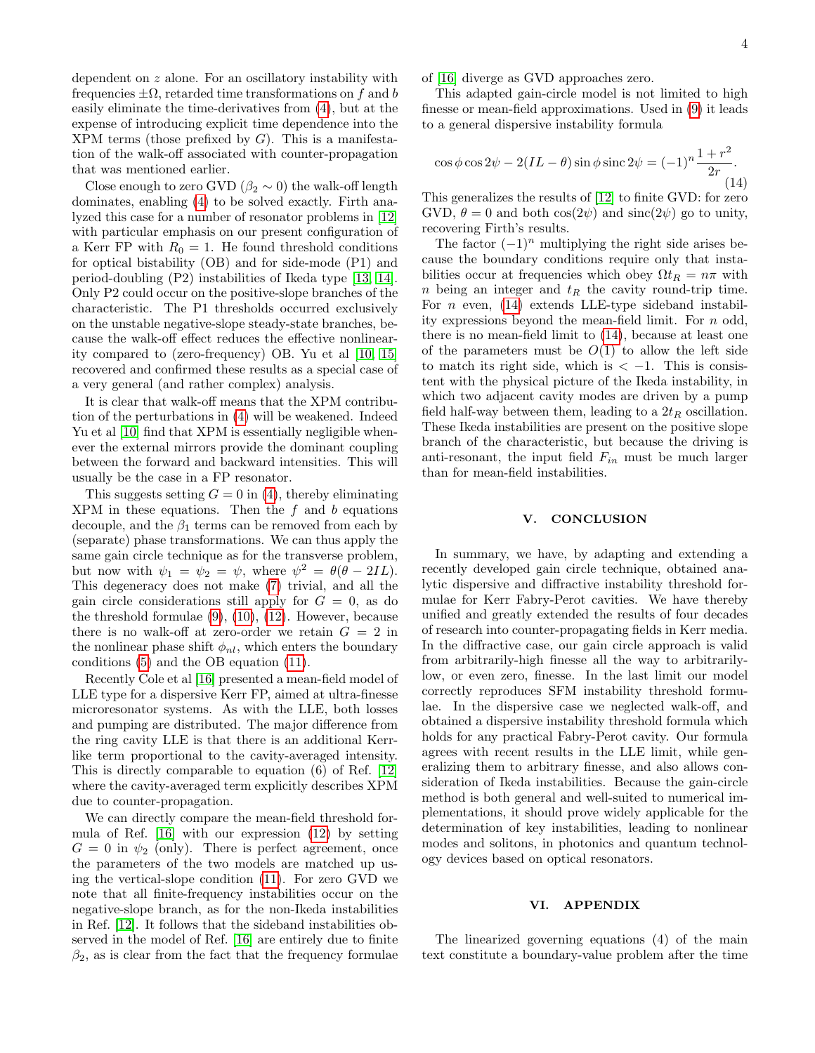dependent on $z$ alone. For an oscillatory instability with frequencies $\pm\Omega$, retarded time transformations on $f$ and $b$ easily eliminate the time-derivatives from (4), but at the expense of introducing explicit time dependence into the XPM terms (those prefixed by $G$). This is a manifestation of the walk-off associated with counter-propagation that was mentioned earlier.

Close enough to zero GVD ($\beta_2 \sim 0$) the walk-off length dominates, enabling (4) to be solved exactly. Firth analyzed this case for a number of resonator problems in [12] with particular emphasis on our present configuration of a Kerr FP with $R_0 = 1$. He found threshold conditions for optical bistability (OB) and for side-mode (P1) and period-doubling (P2) instabilities of Ikeda type [13, 14]. Only P2 could occur on the positive-slope branches of the characteristic. The P1 thresholds occurred exclusively on the unstable negative-slope steady-state branches, because the walk-off effect reduces the effective nonlinearity compared to (zero-frequency) OB. Yu et al [10, 15] recovered and confirmed these results as a special case of a very general (and rather complex) analysis.

It is clear that walk-off means that the XPM contribution of the perturbations in (4) will be weakened. Indeed Yu et al [10] find that XPM is essentially negligible whenever the external mirrors provide the dominant coupling between the forward and backward intensities. This will usually be the case in a FP resonator.

This suggests setting $G = 0$ in (4), thereby eliminating XPM in these equations. Then the $f$ and $b$ equations decouple, and the $\beta_1$ terms can be removed from each by (separate) phase transformations. We can thus apply the same gain circle technique as for the transverse problem, but now with $\psi_1 = \psi_2 = \psi$, where $\psi^2 = \theta(\theta - 2IL)$. This degeneracy does not make (7) trivial, and all the gain circle considerations still apply for $G = 0$, as do the threshold formulae (9), (10), (12). However, because there is no walk-off at zero-order we retain $G = 2$ in the nonlinear phase shift $\phi_{nl}$, which enters the boundary conditions (5) and the OB equation (11).

Recently Cole et al [16] presented a mean-field model of LLE type for a dispersive Kerr FP, aimed at ultra-finesse microresonator systems. As with the LLE, both losses and pumping are distributed. The major difference from the ring cavity LLE is that there is an additional Kerr-like term proportional to the cavity-averaged intensity. This is directly comparable to equation (6) of Ref. [12] where the cavity-averaged term explicitly describes XPM due to counter-propagation.

We can directly compare the mean-field threshold formula of Ref. [16] with our expression (12) by setting $G = 0$ in $\psi_2$ (only). There is perfect agreement, once the parameters of the two models are matched up using the vertical-slope condition (11). For zero GVD we note that all finite-frequency instabilities occur on the negative-slope branch, as for the non-Ikeda instabilities in Ref. [12]. It follows that the sideband instabilities observed in the model of Ref. [16] are entirely due to finite $\beta_2$, as is clear from the fact that the frequency formulae of [16] diverge as GVD approaches zero.

This adapted gain-circle model is not limited to high finesse or mean-field approximations. Used in (9) it leads to a general dispersive instability formula

$$\cos\phi\cos 2\psi - 2(IL - \theta)\sin\phi\,\mathrm{sinc}\,2\psi = (-1)^n \frac{1+r^2}{2r}. \tag{14}$$

This generalizes the results of [12] to finite GVD: for zero GVD, $\theta = 0$ and both $\cos(2\psi)$ and $\mathrm{sinc}(2\psi)$ go to unity, recovering Firth's results.

The factor $(-1)^n$ multiplying the right side arises because the boundary conditions require only that instabilities occur at frequencies which obey $\Omega t_R = n\pi$ with $n$ being an integer and $t_R$ the cavity round-trip time. For $n$ even, (14) extends LLE-type sideband instability expressions beyond the mean-field limit. For $n$ odd, there is no mean-field limit to (14), because at least one of the parameters must be $O(1)$ to allow the left side to match its right side, which is $< -1$. This is consistent with the physical picture of the Ikeda instability, in which two adjacent cavity modes are driven by a pump field half-way between them, leading to a $2t_R$ oscillation. These Ikeda instabilities are present on the positive slope branch of the characteristic, but because the driving is anti-resonant, the input field $F_{in}$ must be much larger than for mean-field instabilities.

## V. CONCLUSION

In summary, we have, by adapting and extending a recently developed gain circle technique, obtained analytic dispersive and diffractive instability threshold formulae for Kerr Fabry-Perot cavities. We have thereby unified and greatly extended the results of four decades of research into counter-propagating fields in Kerr media. In the diffractive case, our gain circle approach is valid from arbitrarily-high finesse all the way to arbitrarily-low, or even zero, finesse. In the last limit our model correctly reproduces SFM instability threshold formulae. In the dispersive case we neglected walk-off, and obtained a dispersive instability threshold formula which holds for any practical Fabry-Perot cavity. Our formula agrees with recent results in the LLE limit, while generalizing them to arbitrary finesse, and also allows consideration of Ikeda instabilities. Because the gain-circle method is both general and well-suited to numerical implementations, it should prove widely applicable for the determination of key instabilities, leading to nonlinear modes and solitons, in photonics and quantum technology devices based on optical resonators.

## VI. APPENDIX

The linearized governing equations (4) of the main text constitute a boundary-value problem after the time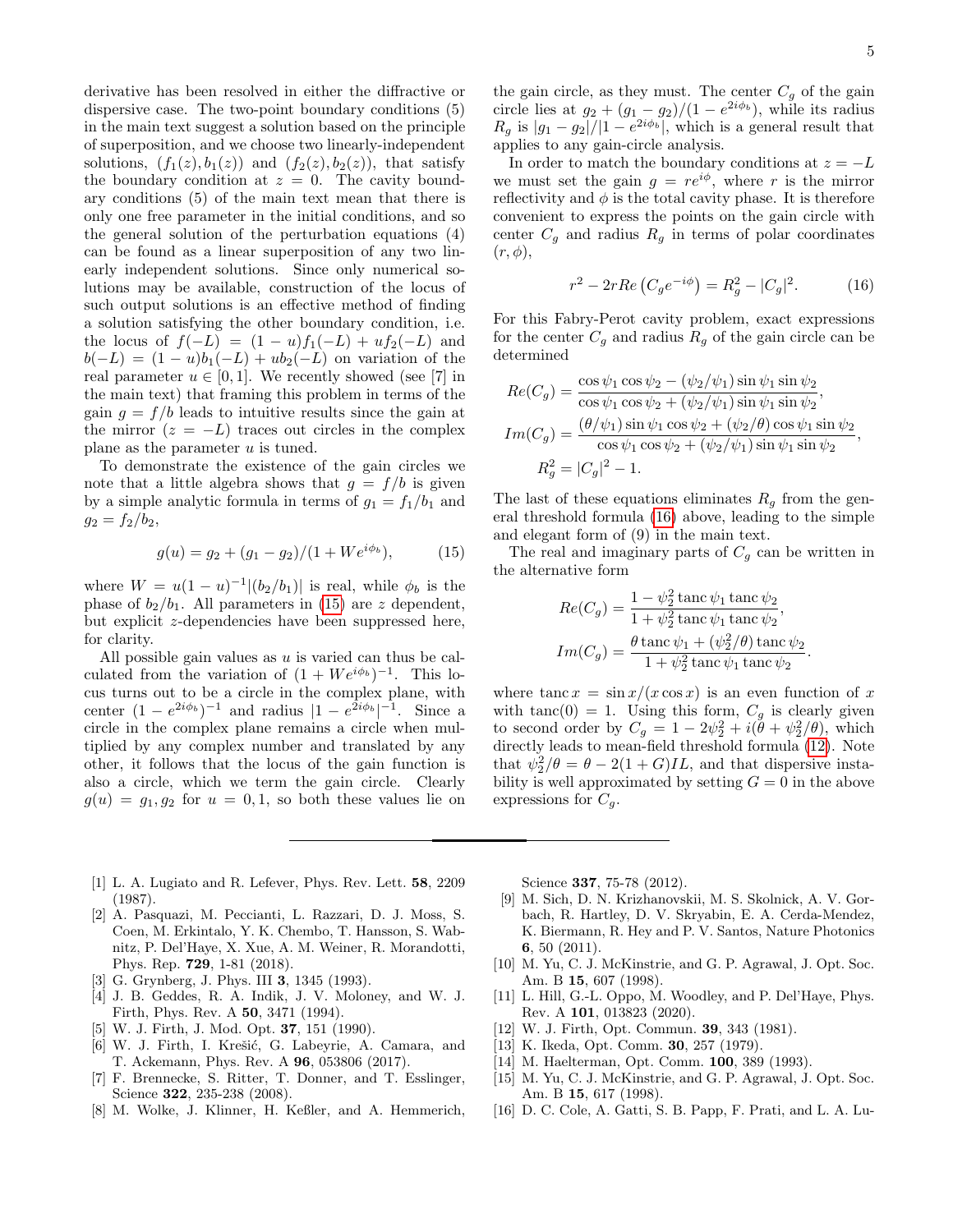derivative has been resolved in either the diffractive or dispersive case. The two-point boundary conditions (5) in the main text suggest a solution based on the principle of superposition, and we choose two linearly-independent solutions, $(f_1(z), b_1(z))$ and $(f_2(z), b_2(z))$, that satisfy the boundary condition at $z = 0$. The cavity boundary conditions (5) of the main text mean that there is only one free parameter in the initial conditions, and so the general solution of the perturbation equations (4) can be found as a linear superposition of any two linearly independent solutions. Since only numerical solutions may be available, construction of the locus of such output solutions is an effective method of finding a solution satisfying the other boundary condition, i.e. the locus of $f(-L) = (1-u)f_1(-L) + uf_2(-L)$ and $b(-L) = (1-u)b_1(-L) + ub_2(-L)$ on variation of the real parameter $u \in [0, 1]$. We recently showed (see [7] in the main text) that framing this problem in terms of the gain $g = f/b$ leads to intuitive results since the gain at the mirror ($z = -L$) traces out circles in the complex plane as the parameter $u$ is tuned.

To demonstrate the existence of the gain circles we note that a little algebra shows that $g = f/b$ is given by a simple analytic formula in terms of $g_1 = f_1/b_1$ and $g_2 = f_2/b_2$,

$$g(u) = g_2 + (g_1 - g_2)/(1 + We^{i\phi_b}), \tag{15}$$

where $W = u(1-u)^{-1}|(b_2/b_1)|$ is real, while $\phi_b$ is the phase of $b_2/b_1$. All parameters in (15) are $z$ dependent, but explicit $z$-dependencies have been suppressed here, for clarity.

All possible gain values as $u$ is varied can thus be calculated from the variation of $(1 + We^{i\phi_b})^{-1}$. This locus turns out to be a circle in the complex plane, with center $(1 - e^{2i\phi_b})^{-1}$ and radius $|1 - e^{2i\phi_b}|^{-1}$. Since a circle in the complex plane remains a circle when multiplied by any complex number and translated by any other, it follows that the locus of the gain function is also a circle, which we term the gain circle. Clearly $g(u) = g_1, g_2$ for $u = 0, 1$, so both these values lie on the gain circle, as they must. The center $C_g$ of the gain circle lies at $g_2 + (g_1 - g_2)/(1 - e^{2i\phi_b})$, while its radius $R_g$ is $|g_1 - g_2|/|1 - e^{2i\phi_b}|$, which is a general result that applies to any gain-circle analysis.

In order to match the boundary conditions at $z = -L$ we must set the gain $g = re^{i\phi}$, where $r$ is the mirror reflectivity and $\phi$ is the total cavity phase. It is therefore convenient to express the points on the gain circle with center $C_g$ and radius $R_g$ in terms of polar coordinates $(r, \phi)$,

$$r^2 - 2rRe\left(C_g e^{-i\phi}\right) = R_g^2 - |C_g|^2. \tag{16}$$

For this Fabry-Perot cavity problem, exact expressions for the center $C_g$ and radius $R_g$ of the gain circle can be determined

$$Re(C_g) = \frac{\cos\psi_1 \cos\psi_2 - (\psi_2/\psi_1)\sin\psi_1 \sin\psi_2}{\cos\psi_1 \cos\psi_2 + (\psi_2/\psi_1)\sin\psi_1 \sin\psi_2},$$

$$Im(C_g) = \frac{(\theta/\psi_1)\sin\psi_1 \cos\psi_2 + (\psi_2/\theta)\cos\psi_1 \sin\psi_2}{\cos\psi_1 \cos\psi_2 + (\psi_2/\psi_1)\sin\psi_1 \sin\psi_2},$$

$$R_g^2 = |C_g|^2 - 1.$$

The last of these equations eliminates $R_g$ from the general threshold formula (16) above, leading to the simple and elegant form of (9) in the main text.

The real and imaginary parts of $C_g$ can be written in the alternative form

$$Re(C_g) = \frac{1 - \psi_2^2 \,\mathrm{tanc}\,\psi_1 \,\mathrm{tanc}\,\psi_2}{1 + \psi_2^2 \,\mathrm{tanc}\,\psi_1 \,\mathrm{tanc}\,\psi_2},$$

$$Im(C_g) = \frac{\theta \,\mathrm{tanc}\,\psi_1 + (\psi_2^2/\theta)\,\mathrm{tanc}\,\psi_2}{1 + \psi_2^2 \,\mathrm{tanc}\,\psi_1 \,\mathrm{tanc}\,\psi_2}.$$

where $\mathrm{tanc}\,x = \sin x/(x \cos x)$ is an even function of $x$ with $\mathrm{tanc}(0) = 1$. Using this form, $C_g$ is clearly given to second order by $C_g = 1 - 2\psi_2^2 + i(\theta + \psi_2^2/\theta)$, which directly leads to mean-field threshold formula (12). Note that $\psi_2^2/\theta = \theta - 2(1+G)IL$, and that dispersive instability is well approximated by setting $G = 0$ in the above expressions for $C_g$.

---

[1] L. A. Lugiato and R. Lefever, Phys. Rev. Lett. **58**, 2209 (1987).

[2] A. Pasquazi, M. Peccianti, L. Razzari, D. J. Moss, S. Coen, M. Erkintalo, Y. K. Chembo, T. Hansson, S. Wabnitz, P. Del'Haye, X. Xue, A. M. Weiner, R. Morandotti, Phys. Rep. **729**, 1-81 (2018).

[3] G. Grynberg, J. Phys. III **3**, 1345 (1993).

[4] J. B. Geddes, R. A. Indik, J. V. Moloney, and W. J. Firth, Phys. Rev. A **50**, 3471 (1994).

[5] W. J. Firth, J. Mod. Opt. **37**, 151 (1990).

[6] W. J. Firth, I. Krešić, G. Labeyrie, A. Camara, and T. Ackemann, Phys. Rev. A **96**, 053806 (2017).

[7] F. Brennecke, S. Ritter, T. Donner, and T. Esslinger, Science **322**, 235-238 (2008).

[8] M. Wolke, J. Klinner, H. Keßler, and A. Hemmerich, Science **337**, 75-78 (2012).

[9] M. Sich, D. N. Krizhanovskii, M. S. Skolnick, A. V. Gorbach, R. Hartley, D. V. Skryabin, E. A. Cerda-Mendez, K. Biermann, R. Hey and P. V. Santos, Nature Photonics **6**, 50 (2011).

[10] M. Yu, C. J. McKinstrie, and G. P. Agrawal, J. Opt. Soc. Am. B **15**, 607 (1998).

[11] L. Hill, G.-L. Oppo, M. Woodley, and P. Del'Haye, Phys. Rev. A **101**, 013823 (2020).

[12] W. J. Firth, Opt. Commun. **39**, 343 (1981).

[13] K. Ikeda, Opt. Comm. **30**, 257 (1979).

[14] M. Haelterman, Opt. Comm. **100**, 389 (1993).

[15] M. Yu, C. J. McKinstrie, and G. P. Agrawal, J. Opt. Soc. Am. B **15**, 617 (1998).

[16] D. C. Cole, A. Gatti, S. B. Papp, F. Prati, and L. A. Lu-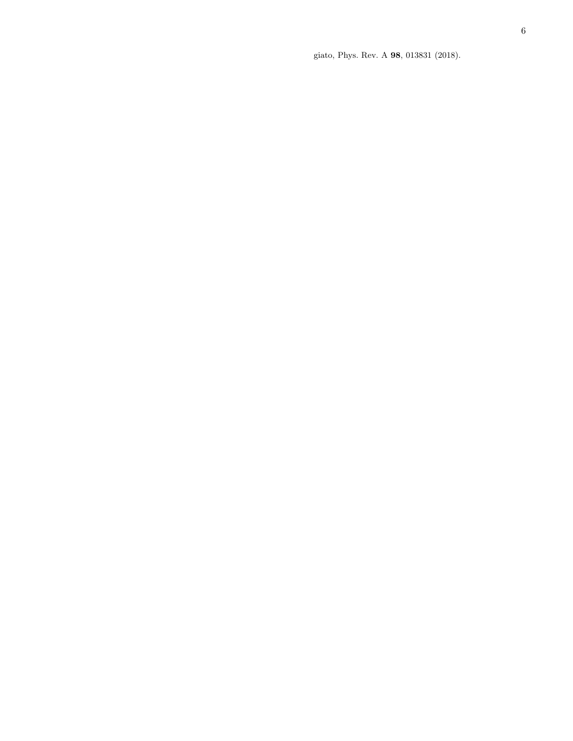giato, Phys. Rev. A **98**, 013831 (2018).